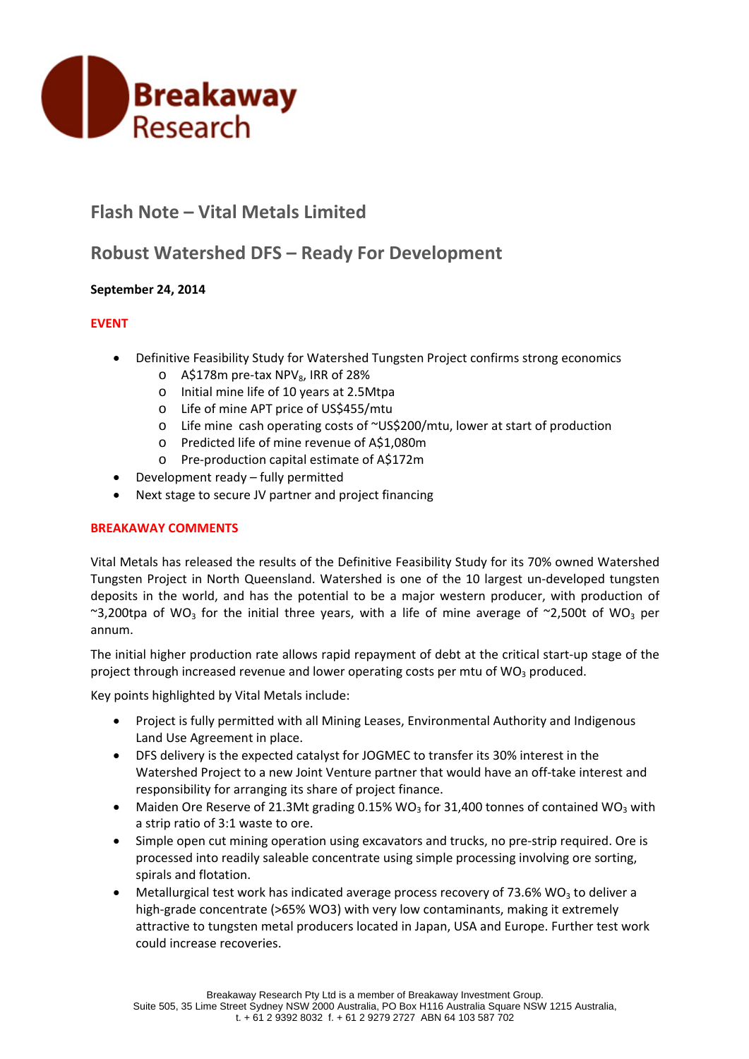# Flash Note – Vital Metals Limited

## Robust Watershed DFS – Ready For Development

**September 24, 2014**

### EVENT

- Definitive Feasibility Study for Watershed Tungsten Project confirms strong economics
  - A$178m pre-tax $NPV_8$, IRR of 28%
  - Initial mine life of 10 years at 2.5Mtpa
  - Life of mine APT price of US$455/mtu
  - Life mine cash operating costs of ~US$200/mtu, lower at start of production
  - Predicted life of mine revenue of A$1,080m
  - Pre-production capital estimate of A$172m
- Development ready – fully permitted
- Next stage to secure JV partner and project financing

### BREAKAWAY COMMENTS

Vital Metals has released the results of the Definitive Feasibility Study for its 70% owned Watershed Tungsten Project in North Queensland. Watershed is one of the 10 largest un-developed tungsten deposits in the world, and has the potential to be a major western producer, with production of ~3,200tpa of $WO_3$ for the initial three years, with a life of mine average of ~2,500t of $WO_3$ per annum.

The initial higher production rate allows rapid repayment of debt at the critical start-up stage of the project through increased revenue and lower operating costs per mtu of $WO_3$ produced.

Key points highlighted by Vital Metals include:

- Project is fully permitted with all Mining Leases, Environmental Authority and Indigenous Land Use Agreement in place.
- DFS delivery is the expected catalyst for JOGMEC to transfer its 30% interest in the Watershed Project to a new Joint Venture partner that would have an off-take interest and responsibility for arranging its share of project finance.
- Maiden Ore Reserve of 21.3Mt grading 0.15% $WO_3$ for 31,400 tonnes of contained $WO_3$ with a strip ratio of 3:1 waste to ore.
- Simple open cut mining operation using excavators and trucks, no pre-strip required. Ore is processed into readily saleable concentrate using simple processing involving ore sorting, spirals and flotation.
- Metallurgical test work has indicated average process recovery of 73.6% $WO_3$ to deliver a high-grade concentrate (>65% WO3) with very low contaminants, making it extremely attractive to tungsten metal producers located in Japan, USA and Europe. Further test work could increase recoveries.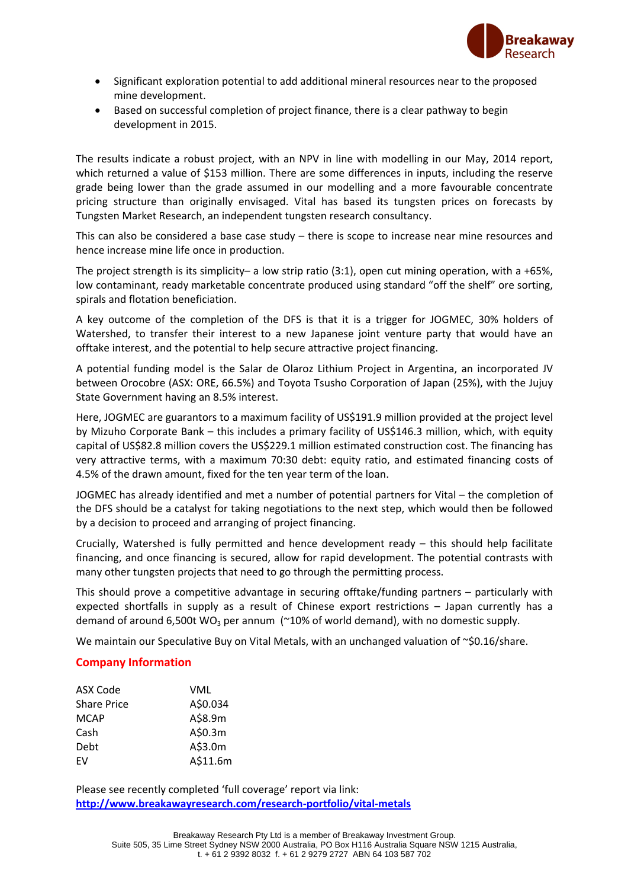- Significant exploration potential to add additional mineral resources near to the proposed mine development.
- Based on successful completion of project finance, there is a clear pathway to begin development in 2015.

The results indicate a robust project, with an NPV in line with modelling in our May, 2014 report, which returned a value of $153 million. There are some differences in inputs, including the reserve grade being lower than the grade assumed in our modelling and a more favourable concentrate pricing structure than originally envisaged. Vital has based its tungsten prices on forecasts by Tungsten Market Research, an independent tungsten research consultancy.

This can also be considered a base case study – there is scope to increase near mine resources and hence increase mine life once in production.

The project strength is its simplicity– a low strip ratio (3:1), open cut mining operation, with a +65%, low contaminant, ready marketable concentrate produced using standard "off the shelf" ore sorting, spirals and flotation beneficiation.

A key outcome of the completion of the DFS is that it is a trigger for JOGMEC, 30% holders of Watershed, to transfer their interest to a new Japanese joint venture party that would have an offtake interest, and the potential to help secure attractive project financing.

A potential funding model is the Salar de Olaroz Lithium Project in Argentina, an incorporated JV between Orocobre (ASX: ORE, 66.5%) and Toyota Tsusho Corporation of Japan (25%), with the Jujuy State Government having an 8.5% interest.

Here, JOGMEC are guarantors to a maximum facility of US$191.9 million provided at the project level by Mizuho Corporate Bank – this includes a primary facility of US$146.3 million, which, with equity capital of US$82.8 million covers the US$229.1 million estimated construction cost. The financing has very attractive terms, with a maximum 70:30 debt: equity ratio, and estimated financing costs of 4.5% of the drawn amount, fixed for the ten year term of the loan.

JOGMEC has already identified and met a number of potential partners for Vital – the completion of the DFS should be a catalyst for taking negotiations to the next step, which would then be followed by a decision to proceed and arranging of project financing.

Crucially, Watershed is fully permitted and hence development ready – this should help facilitate financing, and once financing is secured, allow for rapid development. The potential contrasts with many other tungsten projects that need to go through the permitting process.

This should prove a competitive advantage in securing offtake/funding partners – particularly with expected shortfalls in supply as a result of Chinese export restrictions – Japan currently has a demand of around 6,500t $WO_3$ per annum (~10% of world demand), with no domestic supply.

We maintain our Speculative Buy on Vital Metals, with an unchanged valuation of ~$0.16/share.

## Company Information

| | |
|---|---|
| ASX Code | VML |
| Share Price | A$0.034 |
| MCAP | A$8.9m |
| Cash | A$0.3m |
| Debt | A$3.0m |
| EV | A$11.6m |

Please see recently completed 'full coverage' report via link:
**http://www.breakawayresearch.com/research-portfolio/vital-metals**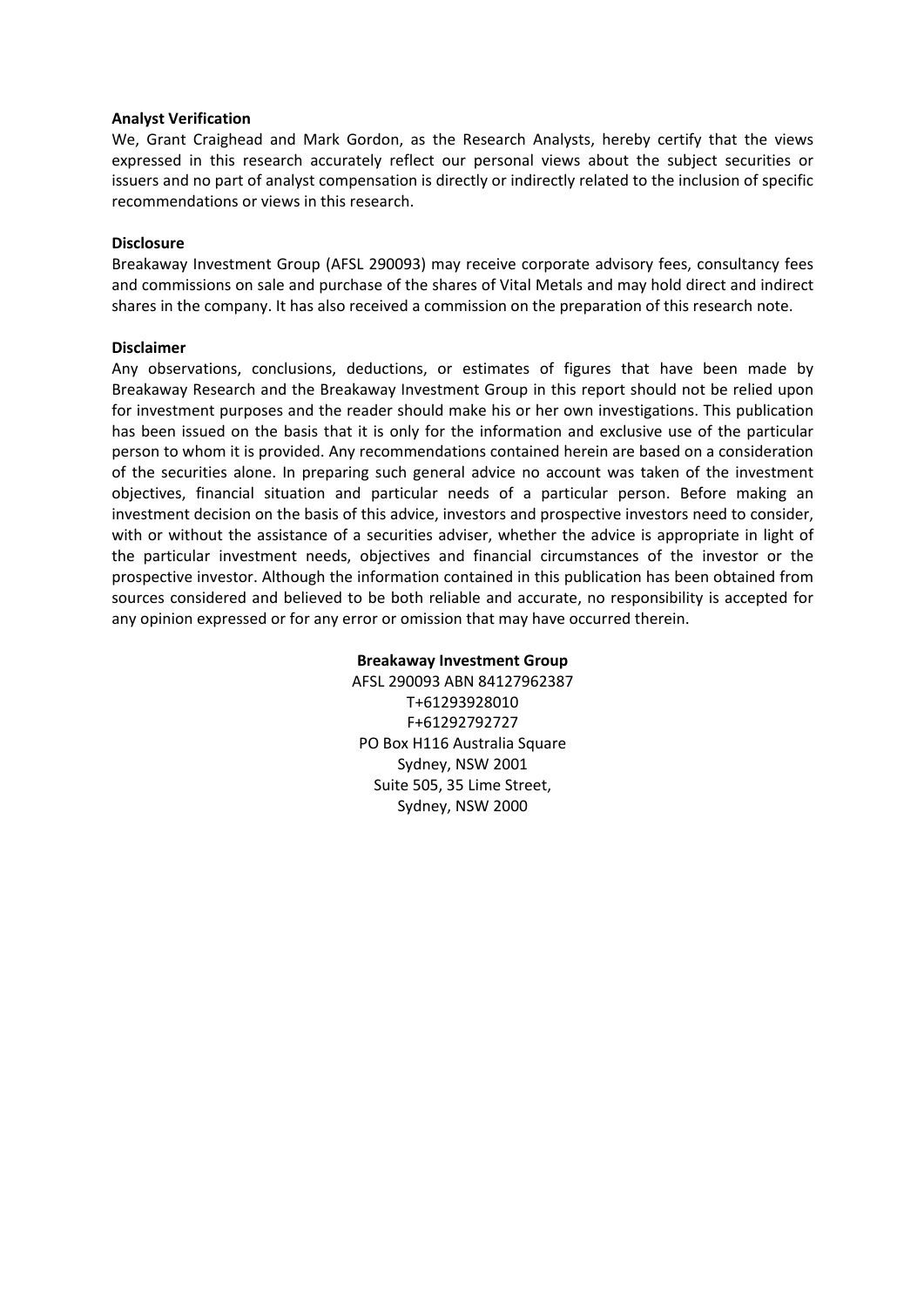**Analyst Verification**

We, Grant Craighead and Mark Gordon, as the Research Analysts, hereby certify that the views expressed in this research accurately reflect our personal views about the subject securities or issuers and no part of analyst compensation is directly or indirectly related to the inclusion of specific recommendations or views in this research.

**Disclosure**

Breakaway Investment Group (AFSL 290093) may receive corporate advisory fees, consultancy fees and commissions on sale and purchase of the shares of Vital Metals and may hold direct and indirect shares in the company. It has also received a commission on the preparation of this research note.

**Disclaimer**

Any observations, conclusions, deductions, or estimates of figures that have been made by Breakaway Research and the Breakaway Investment Group in this report should not be relied upon for investment purposes and the reader should make his or her own investigations. This publication has been issued on the basis that it is only for the information and exclusive use of the particular person to whom it is provided. Any recommendations contained herein are based on a consideration of the securities alone. In preparing such general advice no account was taken of the investment objectives, financial situation and particular needs of a particular person. Before making an investment decision on the basis of this advice, investors and prospective investors need to consider, with or without the assistance of a securities adviser, whether the advice is appropriate in light of the particular investment needs, objectives and financial circumstances of the investor or the prospective investor. Although the information contained in this publication has been obtained from sources considered and believed to be both reliable and accurate, no responsibility is accepted for any opinion expressed or for any error or omission that may have occurred therein.

**Breakaway Investment Group**

AFSL 290093 ABN 84127962387

T+61293928010

F+61292792727

PO Box H116 Australia Square

Sydney, NSW 2001

Suite 505, 35 Lime Street,

Sydney, NSW 2000